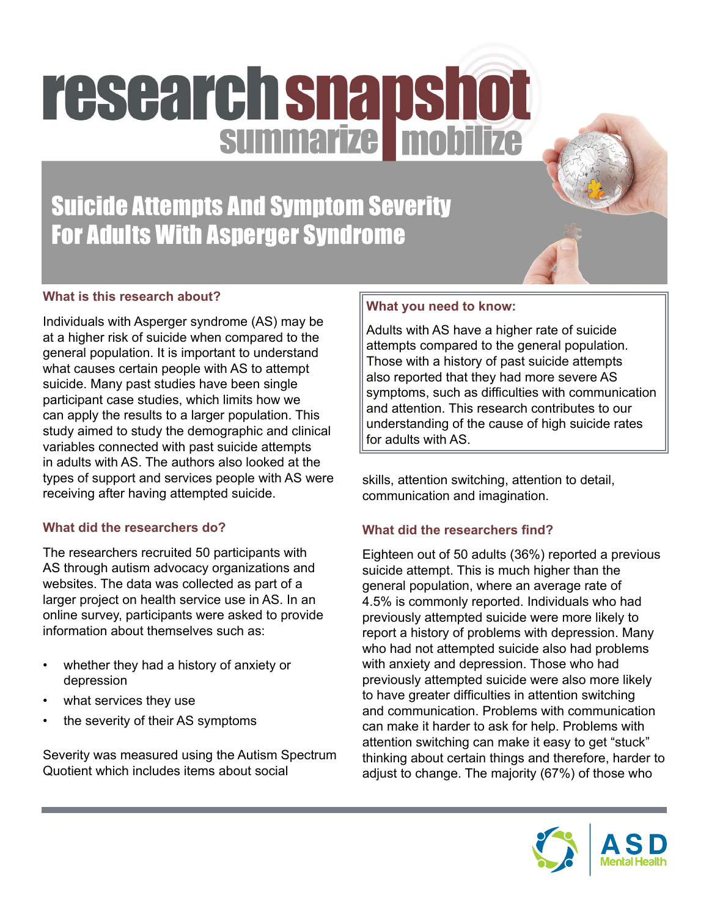# research snapshot

summarize mobilize

## Suicide Attempts And Symptom Severity For Adults With Asperger Syndrome

### What is this research about?

Individuals with Asperger syndrome (AS) may be at a higher risk of suicide when compared to the general population. It is important to understand what causes certain people with AS to attempt suicide. Many past studies have been single participant case studies, which limits how we can apply the results to a larger population. This study aimed to study the demographic and clinical variables connected with past suicide attempts in adults with AS. The authors also looked at the types of support and services people with AS were receiving after having attempted suicide.

### What you need to know:

Adults with AS have a higher rate of suicide attempts compared to the general population. Those with a history of past suicide attempts also reported that they had more severe AS symptoms, such as difficulties with communication and attention. This research contributes to our understanding of the cause of high suicide rates for adults with AS.

### What did the researchers do?

The researchers recruited 50 participants with AS through autism advocacy organizations and websites. The data was collected as part of a larger project on health service use in AS. In an online survey, participants were asked to provide information about themselves such as:

- whether they had a history of anxiety or depression
- what services they use
- the severity of their AS symptoms

Severity was measured using the Autism Spectrum Quotient which includes items about social skills, attention switching, attention to detail, communication and imagination.

### What did the researchers find?

Eighteen out of 50 adults (36%) reported a previous suicide attempt. This is much higher than the general population, where an average rate of 4.5% is commonly reported. Individuals who had previously attempted suicide were more likely to report a history of problems with depression. Many who had not attempted suicide also had problems with anxiety and depression. Those who had previously attempted suicide were also more likely to have greater difficulties in attention switching and communication. Problems with communication can make it harder to ask for help. Problems with attention switching can make it easy to get "stuck" thinking about certain things and therefore, harder to adjust to change. The majority (67%) of those who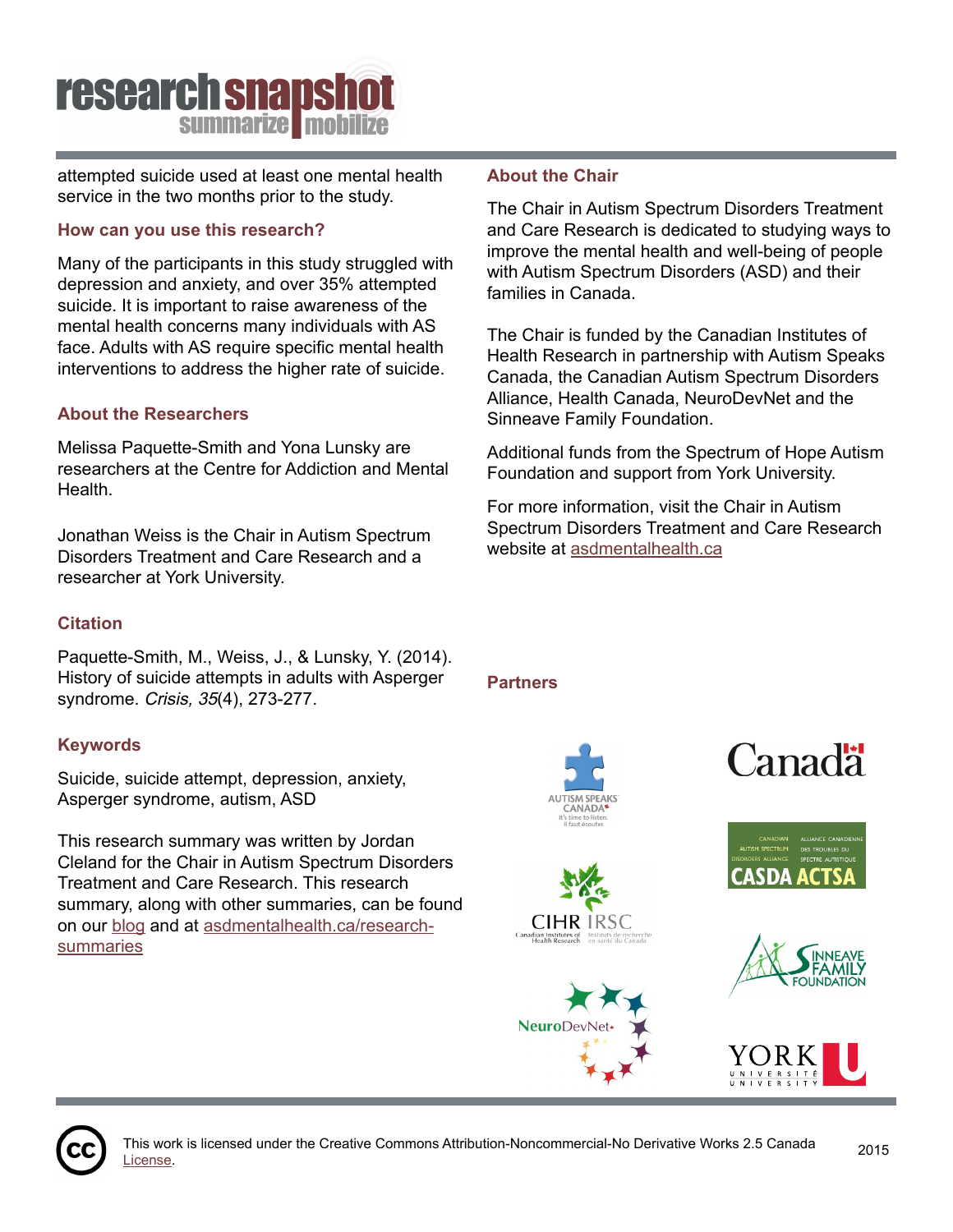attempted suicide used at least one mental health service in the two months prior to the study.

### How can you use this research?

Many of the participants in this study struggled with depression and anxiety, and over 35% attempted suicide. It is important to raise awareness of the mental health concerns many individuals with AS face. Adults with AS require specific mental health interventions to address the higher rate of suicide.

### About the Researchers

Melissa Paquette-Smith and Yona Lunsky are researchers at the Centre for Addiction and Mental Health.

Jonathan Weiss is the Chair in Autism Spectrum Disorders Treatment and Care Research and a researcher at York University.

### Citation

Paquette-Smith, M., Weiss, J., & Lunsky, Y. (2014). History of suicide attempts in adults with Asperger syndrome. *Crisis, 35*(4), 273-277.

### Keywords

Suicide, suicide attempt, depression, anxiety, Asperger syndrome, autism, ASD

This research summary was written by Jordan Cleland for the Chair in Autism Spectrum Disorders Treatment and Care Research. This research summary, along with other summaries, can be found on our blog and at asdmentalhealth.ca/research-summaries

### About the Chair

The Chair in Autism Spectrum Disorders Treatment and Care Research is dedicated to studying ways to improve the mental health and well-being of people with Autism Spectrum Disorders (ASD) and their families in Canada.

The Chair is funded by the Canadian Institutes of Health Research in partnership with Autism Speaks Canada, the Canadian Autism Spectrum Disorders Alliance, Health Canada, NeuroDevNet and the Sinneave Family Foundation.

Additional funds from the Spectrum of Hope Autism Foundation and support from York University.

For more information, visit the Chair in Autism Spectrum Disorders Treatment and Care Research website at asdmentalhealth.ca

### Partners

This work is licensed under the Creative Commons Attribution-Noncommercial-No Derivative Works 2.5 Canada License.

2015